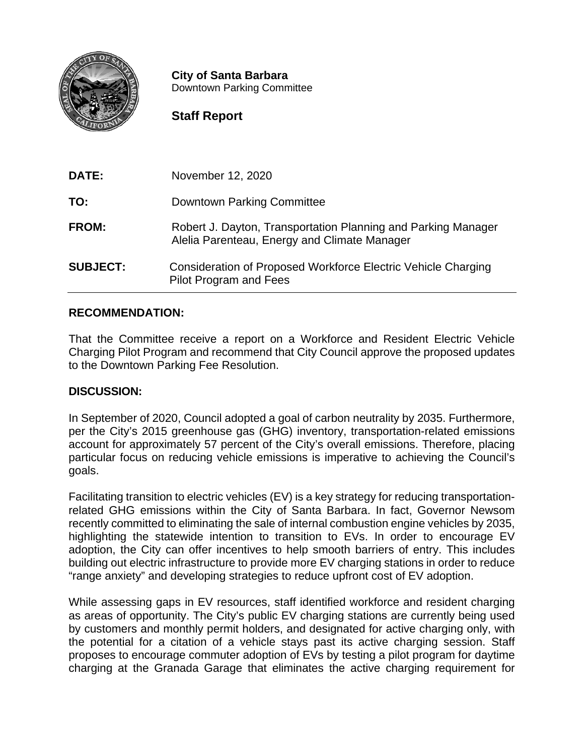**City of Santa Barbara**
Downtown Parking Committee

**Staff Report**

| | |
|---|---|
| **DATE:** | November 12, 2020 |
| **TO:** | Downtown Parking Committee |
| **FROM:** | Robert J. Dayton, Transportation Planning and Parking Manager<br>Alelia Parenteau, Energy and Climate Manager |
| **SUBJECT:** | Consideration of Proposed Workforce Electric Vehicle Charging Pilot Program and Fees |

## RECOMMENDATION:

That the Committee receive a report on a Workforce and Resident Electric Vehicle Charging Pilot Program and recommend that City Council approve the proposed updates to the Downtown Parking Fee Resolution.

## DISCUSSION:

In September of 2020, Council adopted a goal of carbon neutrality by 2035. Furthermore, per the City's 2015 greenhouse gas (GHG) inventory, transportation-related emissions account for approximately 57 percent of the City's overall emissions. Therefore, placing particular focus on reducing vehicle emissions is imperative to achieving the Council's goals.

Facilitating transition to electric vehicles (EV) is a key strategy for reducing transportation-related GHG emissions within the City of Santa Barbara. In fact, Governor Newsom recently committed to eliminating the sale of internal combustion engine vehicles by 2035, highlighting the statewide intention to transition to EVs. In order to encourage EV adoption, the City can offer incentives to help smooth barriers of entry. This includes building out electric infrastructure to provide more EV charging stations in order to reduce "range anxiety" and developing strategies to reduce upfront cost of EV adoption.

While assessing gaps in EV resources, staff identified workforce and resident charging as areas of opportunity. The City's public EV charging stations are currently being used by customers and monthly permit holders, and designated for active charging only, with the potential for a citation of a vehicle stays past its active charging session. Staff proposes to encourage commuter adoption of EVs by testing a pilot program for daytime charging at the Granada Garage that eliminates the active charging requirement for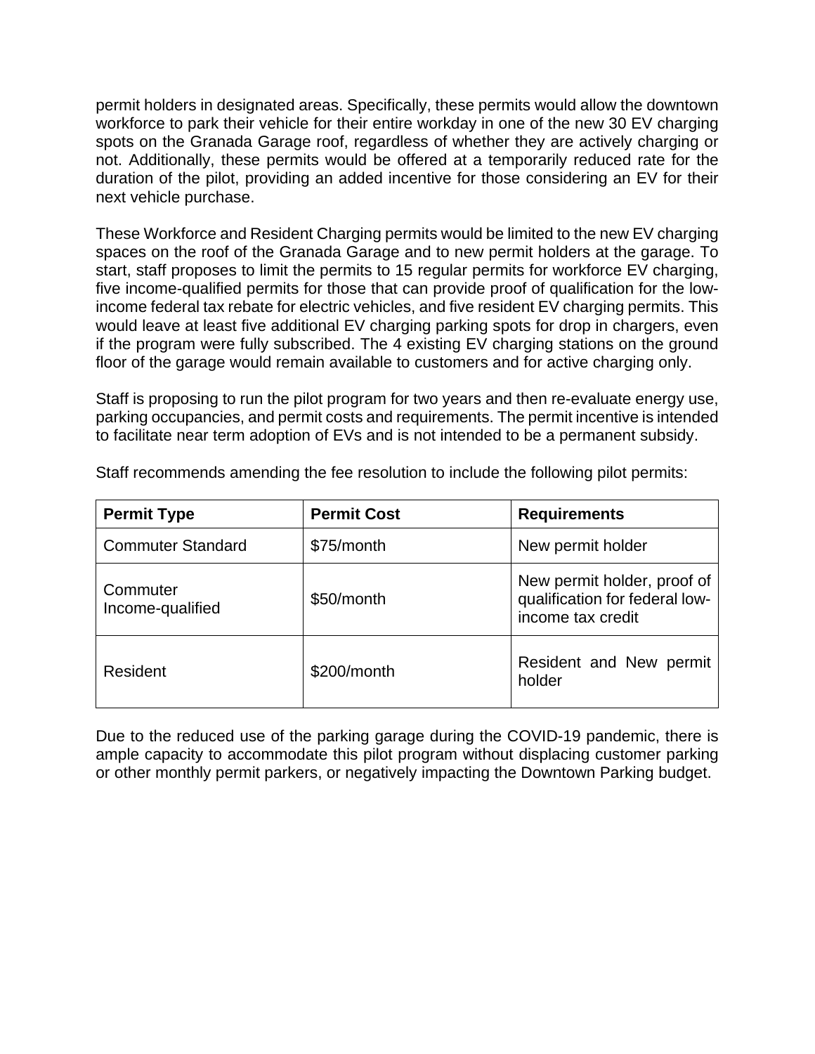permit holders in designated areas. Specifically, these permits would allow the downtown workforce to park their vehicle for their entire workday in one of the new 30 EV charging spots on the Granada Garage roof, regardless of whether they are actively charging or not. Additionally, these permits would be offered at a temporarily reduced rate for the duration of the pilot, providing an added incentive for those considering an EV for their next vehicle purchase.

These Workforce and Resident Charging permits would be limited to the new EV charging spaces on the roof of the Granada Garage and to new permit holders at the garage. To start, staff proposes to limit the permits to 15 regular permits for workforce EV charging, five income-qualified permits for those that can provide proof of qualification for the low-income federal tax rebate for electric vehicles, and five resident EV charging permits. This would leave at least five additional EV charging parking spots for drop in chargers, even if the program were fully subscribed. The 4 existing EV charging stations on the ground floor of the garage would remain available to customers and for active charging only.

Staff is proposing to run the pilot program for two years and then re-evaluate energy use, parking occupancies, and permit costs and requirements. The permit incentive is intended to facilitate near term adoption of EVs and is not intended to be a permanent subsidy.

Staff recommends amending the fee resolution to include the following pilot permits:

| Permit Type | Permit Cost | Requirements |
|---|---|---|
| Commuter Standard | $75/month | New permit holder |
| Commuter Income-qualified | $50/month | New permit holder, proof of qualification for federal low-income tax credit |
| Resident | $200/month | Resident and New permit holder |

Due to the reduced use of the parking garage during the COVID-19 pandemic, there is ample capacity to accommodate this pilot program without displacing customer parking or other monthly permit parkers, or negatively impacting the Downtown Parking budget.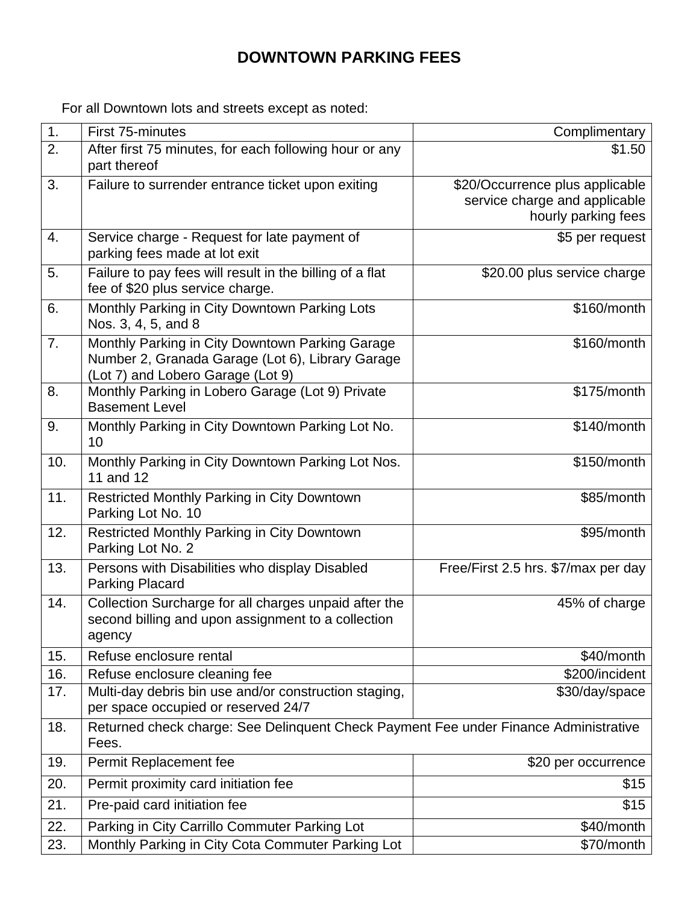# DOWNTOWN PARKING FEES

For all Downtown lots and streets except as noted:

| | | |
|---|---|---|
| 1. | First 75-minutes | Complimentary |
| 2. | After first 75 minutes, for each following hour or any part thereof | $1.50 |
| 3. | Failure to surrender entrance ticket upon exiting | $20/Occurrence plus applicable service charge and applicable hourly parking fees |
| 4. | Service charge - Request for late payment of parking fees made at lot exit | $5 per request |
| 5. | Failure to pay fees will result in the billing of a flat fee of $20 plus service charge. | $20.00 plus service charge |
| 6. | Monthly Parking in City Downtown Parking Lots Nos. 3, 4, 5, and 8 | $160/month |
| 7. | Monthly Parking in City Downtown Parking Garage Number 2, Granada Garage (Lot 6), Library Garage (Lot 7) and Lobero Garage (Lot 9) | $160/month |
| 8. | Monthly Parking in Lobero Garage (Lot 9) Private Basement Level | $175/month |
| 9. | Monthly Parking in City Downtown Parking Lot No. 10 | $140/month |
| 10. | Monthly Parking in City Downtown Parking Lot Nos. 11 and 12 | $150/month |
| 11. | Restricted Monthly Parking in City Downtown Parking Lot No. 10 | $85/month |
| 12. | Restricted Monthly Parking in City Downtown Parking Lot No. 2 | $95/month |
| 13. | Persons with Disabilities who display Disabled Parking Placard | Free/First 2.5 hrs. $7/max per day |
| 14. | Collection Surcharge for all charges unpaid after the second billing and upon assignment to a collection agency | 45% of charge |
| 15. | Refuse enclosure rental | $40/month |
| 16. | Refuse enclosure cleaning fee | $200/incident |
| 17. | Multi-day debris bin use and/or construction staging, per space occupied or reserved 24/7 | $30/day/space |
| 18. | Returned check charge: See Delinquent Check Payment Fee under Finance Administrative Fees. | |
| 19. | Permit Replacement fee | $20 per occurrence |
| 20. | Permit proximity card initiation fee | $15 |
| 21. | Pre-paid card initiation fee | $15 |
| 22. | Parking in City Carrillo Commuter Parking Lot | $40/month |
| 23. | Monthly Parking in City Cota Commuter Parking Lot | $70/month |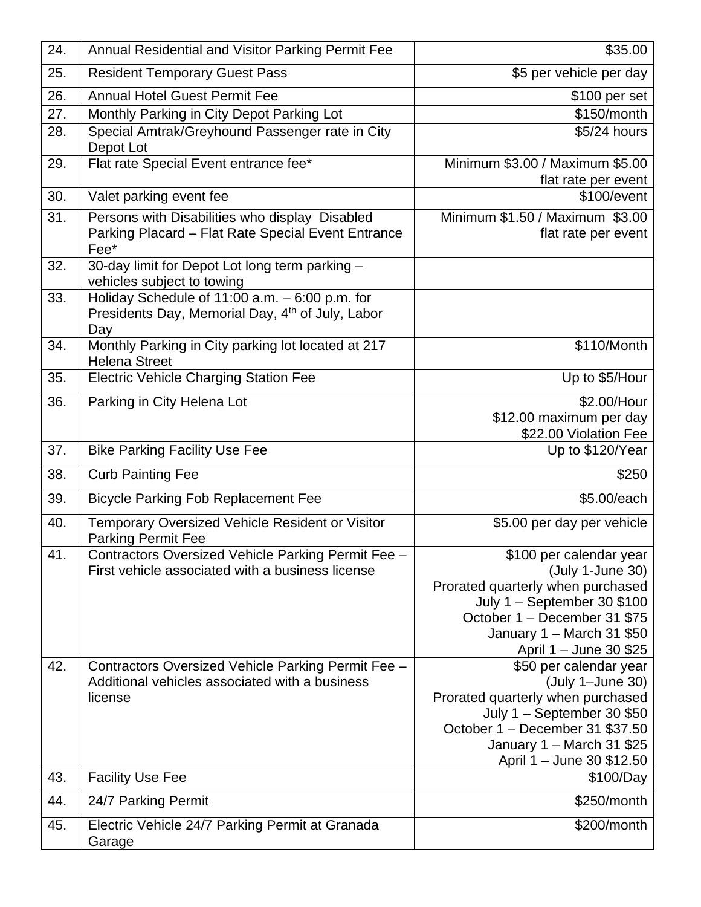| | | |
|---|---|---|
| 24. | Annual Residential and Visitor Parking Permit Fee | $35.00 |
| 25. | Resident Temporary Guest Pass | $5 per vehicle per day |
| 26. | Annual Hotel Guest Permit Fee | $100 per set |
| 27. | Monthly Parking in City Depot Parking Lot | $150/month |
| 28. | Special Amtrak/Greyhound Passenger rate in City Depot Lot | $5/24 hours |
| 29. | Flat rate Special Event entrance fee* | Minimum $3.00 / Maximum $5.00 flat rate per event |
| 30. | Valet parking event fee | $100/event |
| 31. | Persons with Disabilities who display Disabled Parking Placard – Flat Rate Special Event Entrance Fee* | Minimum $1.50 / Maximum $3.00 flat rate per event |
| 32. | 30-day limit for Depot Lot long term parking – vehicles subject to towing | |
| 33. | Holiday Schedule of 11:00 a.m. – 6:00 p.m. for Presidents Day, Memorial Day, 4th of July, Labor Day | |
| 34. | Monthly Parking in City parking lot located at 217 Helena Street | $110/Month |
| 35. | Electric Vehicle Charging Station Fee | Up to $5/Hour |
| 36. | Parking in City Helena Lot | $2.00/Hour<br>$12.00 maximum per day<br>$22.00 Violation Fee |
| 37. | Bike Parking Facility Use Fee | Up to $120/Year |
| 38. | Curb Painting Fee | $250 |
| 39. | Bicycle Parking Fob Replacement Fee | $5.00/each |
| 40. | Temporary Oversized Vehicle Resident or Visitor Parking Permit Fee | $5.00 per day per vehicle |
| 41. | Contractors Oversized Vehicle Parking Permit Fee – First vehicle associated with a business license | $100 per calendar year (July 1-June 30)<br>Prorated quarterly when purchased<br>July 1 – September 30 $100<br>October 1 – December 31 $75<br>January 1 – March 31 $50<br>April 1 – June 30 $25 |
| 42. | Contractors Oversized Vehicle Parking Permit Fee – Additional vehicles associated with a business license | $50 per calendar year (July 1–June 30)<br>Prorated quarterly when purchased<br>July 1 – September 30 $50<br>October 1 – December 31 $37.50<br>January 1 – March 31 $25<br>April 1 – June 30 $12.50 |
| 43. | Facility Use Fee | $100/Day |
| 44. | 24/7 Parking Permit | $250/month |
| 45. | Electric Vehicle 24/7 Parking Permit at Granada Garage | $200/month |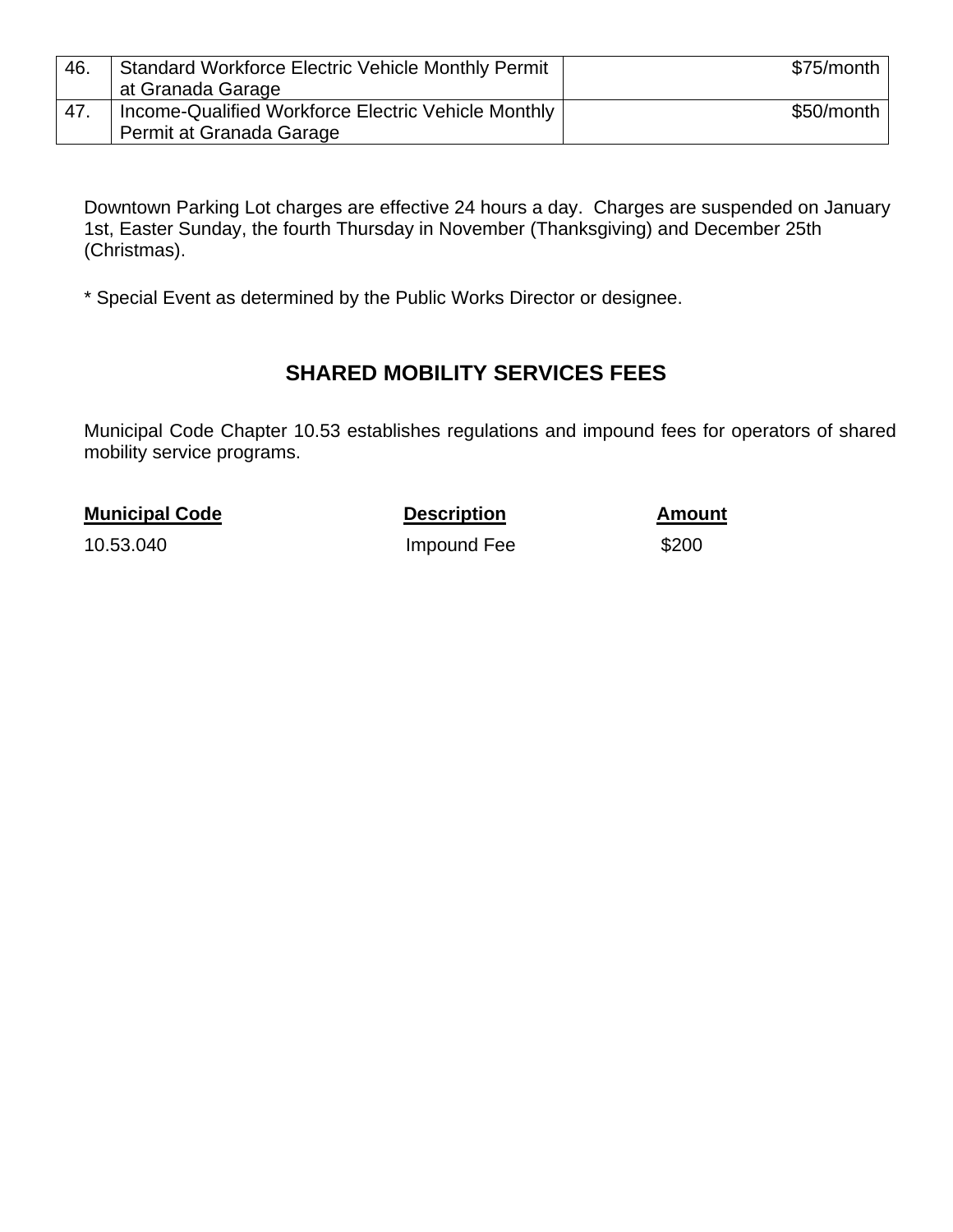| | | |
|---|---|---|
| 46. | Standard Workforce Electric Vehicle Monthly Permit at Granada Garage | $75/month |
| 47. | Income-Qualified Workforce Electric Vehicle Monthly Permit at Granada Garage | $50/month |

Downtown Parking Lot charges are effective 24 hours a day. Charges are suspended on January 1st, Easter Sunday, the fourth Thursday in November (Thanksgiving) and December 25th (Christmas).

* Special Event as determined by the Public Works Director or designee.

## SHARED MOBILITY SERVICES FEES

Municipal Code Chapter 10.53 establishes regulations and impound fees for operators of shared mobility service programs.

| Municipal Code | Description | Amount |
|---|---|---|
| 10.53.040 | Impound Fee | $200 |